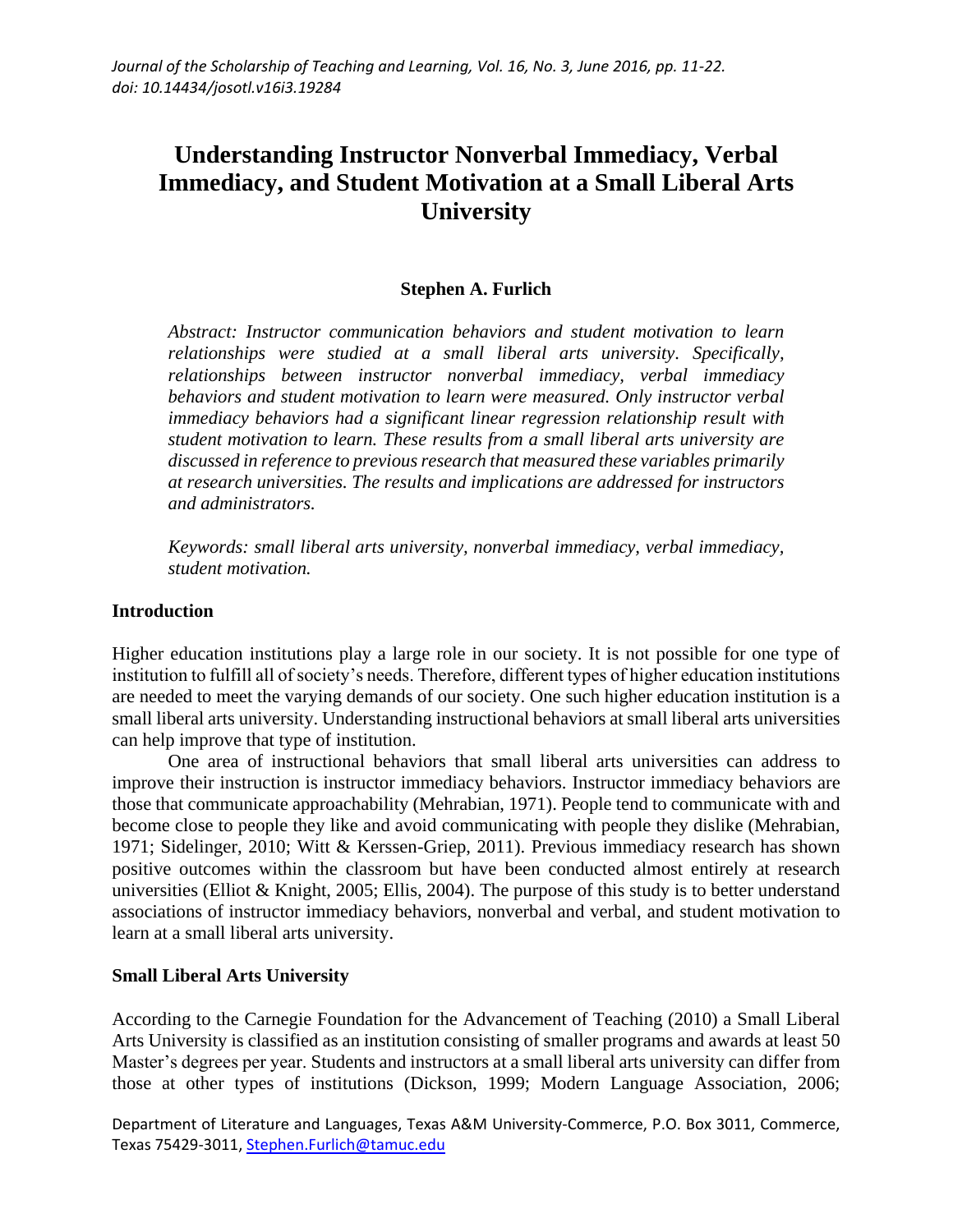# Understanding Instructor Nonverbal Immediacy, Verbal Immediacy, and Student Motivation at a Small Liberal Arts University

**Stephen A. Furlich**

*Abstract: Instructor communication behaviors and student motivation to learn relationships were studied at a small liberal arts university. Specifically, relationships between instructor nonverbal immediacy, verbal immediacy behaviors and student motivation to learn were measured. Only instructor verbal immediacy behaviors had a significant linear regression relationship result with student motivation to learn. These results from a small liberal arts university are discussed in reference to previous research that measured these variables primarily at research universities. The results and implications are addressed for instructors and administrators.*

*Keywords: small liberal arts university, nonverbal immediacy, verbal immediacy, student motivation.*

## Introduction

Higher education institutions play a large role in our society. It is not possible for one type of institution to fulfill all of society's needs. Therefore, different types of higher education institutions are needed to meet the varying demands of our society. One such higher education institution is a small liberal arts university. Understanding instructional behaviors at small liberal arts universities can help improve that type of institution.

One area of instructional behaviors that small liberal arts universities can address to improve their instruction is instructor immediacy behaviors. Instructor immediacy behaviors are those that communicate approachability (Mehrabian, 1971). People tend to communicate with and become close to people they like and avoid communicating with people they dislike (Mehrabian, 1971; Sidelinger, 2010; Witt & Kerssen-Griep, 2011). Previous immediacy research has shown positive outcomes within the classroom but have been conducted almost entirely at research universities (Elliot & Knight, 2005; Ellis, 2004). The purpose of this study is to better understand associations of instructor immediacy behaviors, nonverbal and verbal, and student motivation to learn at a small liberal arts university.

## Small Liberal Arts University

According to the Carnegie Foundation for the Advancement of Teaching (2010) a Small Liberal Arts University is classified as an institution consisting of smaller programs and awards at least 50 Master's degrees per year. Students and instructors at a small liberal arts university can differ from those at other types of institutions (Dickson, 1999; Modern Language Association, 2006;

Department of Literature and Languages, Texas A&M University-Commerce, P.O. Box 3011, Commerce, Texas 75429-3011, Stephen.Furlich@tamuc.edu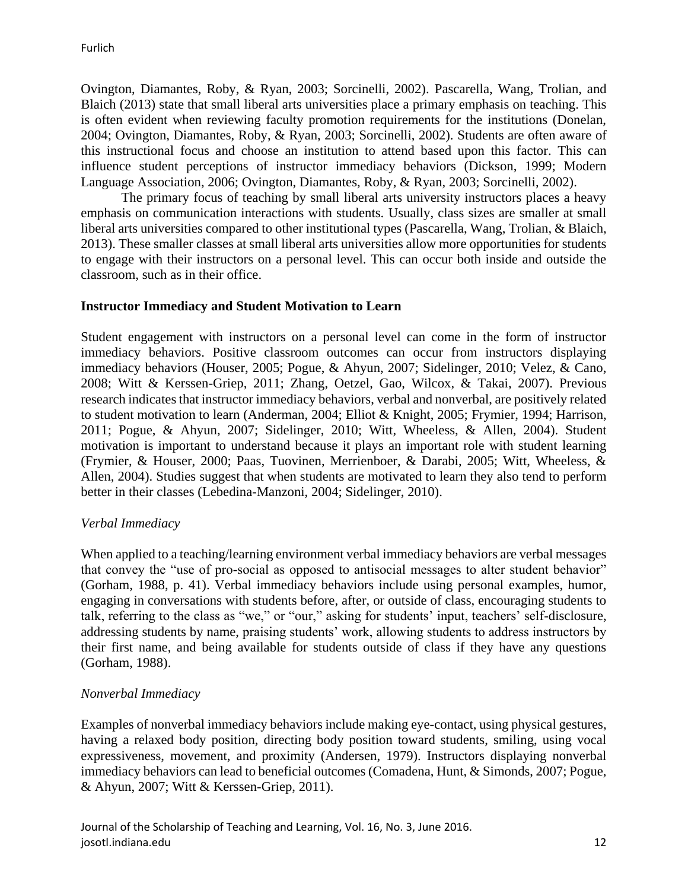Ovington, Diamantes, Roby, & Ryan, 2003; Sorcinelli, 2002). Pascarella, Wang, Trolian, and Blaich (2013) state that small liberal arts universities place a primary emphasis on teaching. This is often evident when reviewing faculty promotion requirements for the institutions (Donelan, 2004; Ovington, Diamantes, Roby, & Ryan, 2003; Sorcinelli, 2002). Students are often aware of this instructional focus and choose an institution to attend based upon this factor. This can influence student perceptions of instructor immediacy behaviors (Dickson, 1999; Modern Language Association, 2006; Ovington, Diamantes, Roby, & Ryan, 2003; Sorcinelli, 2002).

The primary focus of teaching by small liberal arts university instructors places a heavy emphasis on communication interactions with students. Usually, class sizes are smaller at small liberal arts universities compared to other institutional types (Pascarella, Wang, Trolian, & Blaich, 2013). These smaller classes at small liberal arts universities allow more opportunities for students to engage with their instructors on a personal level. This can occur both inside and outside the classroom, such as in their office.

### Instructor Immediacy and Student Motivation to Learn

Student engagement with instructors on a personal level can come in the form of instructor immediacy behaviors. Positive classroom outcomes can occur from instructors displaying immediacy behaviors (Houser, 2005; Pogue, & Ahyun, 2007; Sidelinger, 2010; Velez, & Cano, 2008; Witt & Kerssen-Griep, 2011; Zhang, Oetzel, Gao, Wilcox, & Takai, 2007). Previous research indicates that instructor immediacy behaviors, verbal and nonverbal, are positively related to student motivation to learn (Anderman, 2004; Elliot & Knight, 2005; Frymier, 1994; Harrison, 2011; Pogue, & Ahyun, 2007; Sidelinger, 2010; Witt, Wheeless, & Allen, 2004). Student motivation is important to understand because it plays an important role with student learning (Frymier, & Houser, 2000; Paas, Tuovinen, Merrienboer, & Darabi, 2005; Witt, Wheeless, & Allen, 2004). Studies suggest that when students are motivated to learn they also tend to perform better in their classes (Lebedina-Manzoni, 2004; Sidelinger, 2010).

#### *Verbal Immediacy*

When applied to a teaching/learning environment verbal immediacy behaviors are verbal messages that convey the "use of pro-social as opposed to antisocial messages to alter student behavior" (Gorham, 1988, p. 41). Verbal immediacy behaviors include using personal examples, humor, engaging in conversations with students before, after, or outside of class, encouraging students to talk, referring to the class as "we," or "our," asking for students' input, teachers' self-disclosure, addressing students by name, praising students' work, allowing students to address instructors by their first name, and being available for students outside of class if they have any questions (Gorham, 1988).

#### *Nonverbal Immediacy*

Examples of nonverbal immediacy behaviors include making eye-contact, using physical gestures, having a relaxed body position, directing body position toward students, smiling, using vocal expressiveness, movement, and proximity (Andersen, 1979). Instructors displaying nonverbal immediacy behaviors can lead to beneficial outcomes (Comadena, Hunt, & Simonds, 2007; Pogue, & Ahyun, 2007; Witt & Kerssen-Griep, 2011).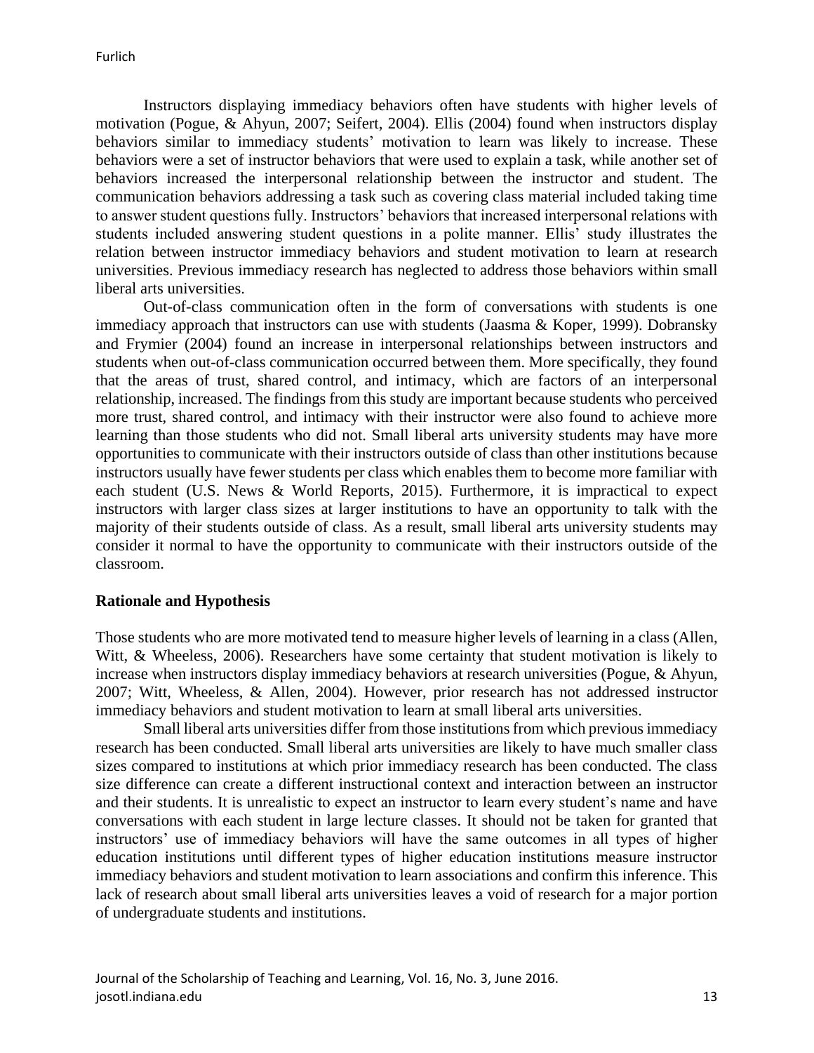Instructors displaying immediacy behaviors often have students with higher levels of motivation (Pogue, & Ahyun, 2007; Seifert, 2004). Ellis (2004) found when instructors display behaviors similar to immediacy students' motivation to learn was likely to increase. These behaviors were a set of instructor behaviors that were used to explain a task, while another set of behaviors increased the interpersonal relationship between the instructor and student. The communication behaviors addressing a task such as covering class material included taking time to answer student questions fully. Instructors' behaviors that increased interpersonal relations with students included answering student questions in a polite manner. Ellis' study illustrates the relation between instructor immediacy behaviors and student motivation to learn at research universities. Previous immediacy research has neglected to address those behaviors within small liberal arts universities.

Out-of-class communication often in the form of conversations with students is one immediacy approach that instructors can use with students (Jaasma & Koper, 1999). Dobransky and Frymier (2004) found an increase in interpersonal relationships between instructors and students when out-of-class communication occurred between them. More specifically, they found that the areas of trust, shared control, and intimacy, which are factors of an interpersonal relationship, increased. The findings from this study are important because students who perceived more trust, shared control, and intimacy with their instructor were also found to achieve more learning than those students who did not. Small liberal arts university students may have more opportunities to communicate with their instructors outside of class than other institutions because instructors usually have fewer students per class which enables them to become more familiar with each student (U.S. News & World Reports, 2015). Furthermore, it is impractical to expect instructors with larger class sizes at larger institutions to have an opportunity to talk with the majority of their students outside of class. As a result, small liberal arts university students may consider it normal to have the opportunity to communicate with their instructors outside of the classroom.

## Rationale and Hypothesis

Those students who are more motivated tend to measure higher levels of learning in a class (Allen, Witt, & Wheeless, 2006). Researchers have some certainty that student motivation is likely to increase when instructors display immediacy behaviors at research universities (Pogue, & Ahyun, 2007; Witt, Wheeless, & Allen, 2004). However, prior research has not addressed instructor immediacy behaviors and student motivation to learn at small liberal arts universities.

Small liberal arts universities differ from those institutions from which previous immediacy research has been conducted. Small liberal arts universities are likely to have much smaller class sizes compared to institutions at which prior immediacy research has been conducted. The class size difference can create a different instructional context and interaction between an instructor and their students. It is unrealistic to expect an instructor to learn every student's name and have conversations with each student in large lecture classes. It should not be taken for granted that instructors' use of immediacy behaviors will have the same outcomes in all types of higher education institutions until different types of higher education institutions measure instructor immediacy behaviors and student motivation to learn associations and confirm this inference. This lack of research about small liberal arts universities leaves a void of research for a major portion of undergraduate students and institutions.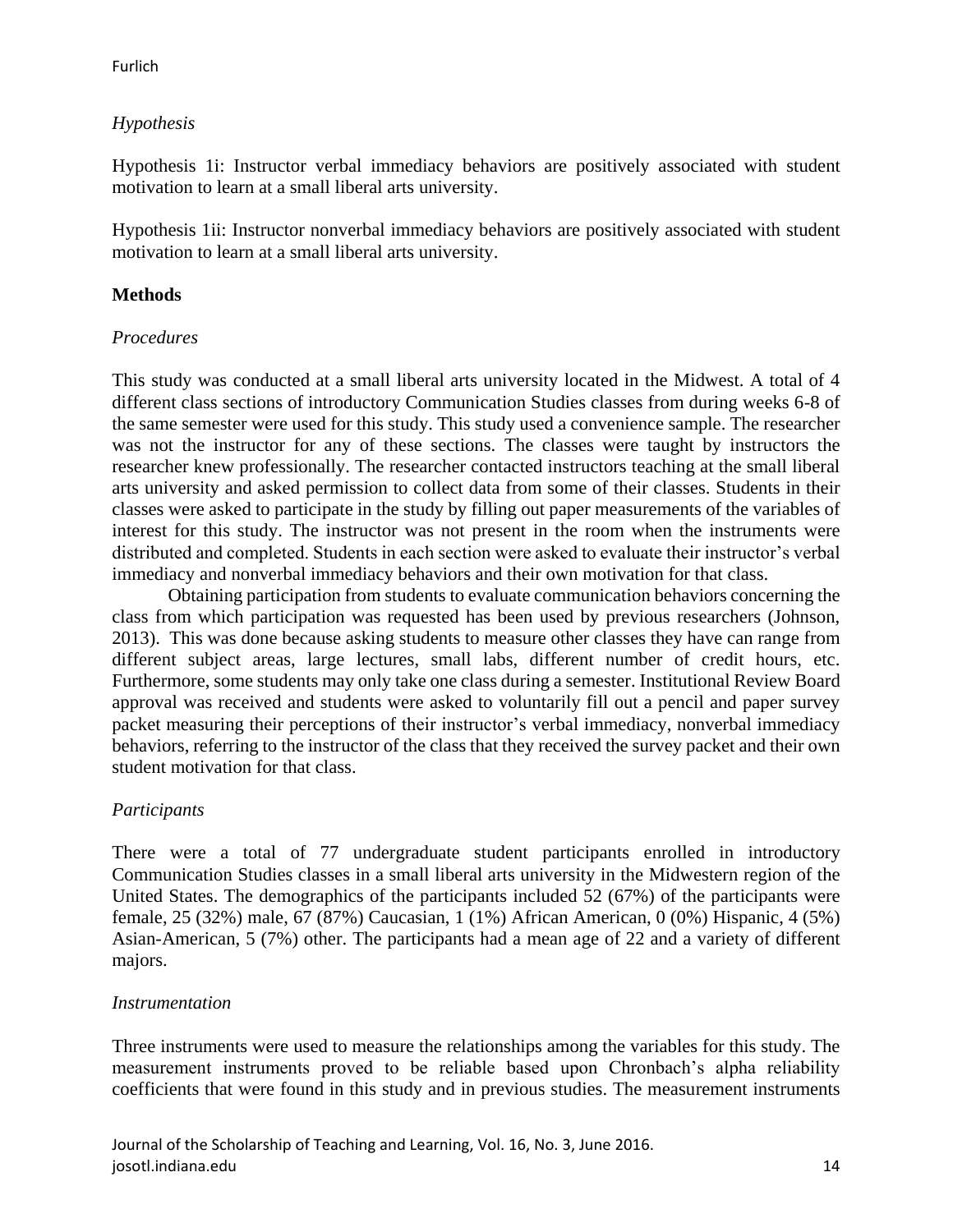*Hypothesis*

Hypothesis 1i: Instructor verbal immediacy behaviors are positively associated with student motivation to learn at a small liberal arts university.

Hypothesis 1ii: Instructor nonverbal immediacy behaviors are positively associated with student motivation to learn at a small liberal arts university.

**Methods**

*Procedures*

This study was conducted at a small liberal arts university located in the Midwest. A total of 4 different class sections of introductory Communication Studies classes from during weeks 6-8 of the same semester were used for this study. This study used a convenience sample. The researcher was not the instructor for any of these sections. The classes were taught by instructors the researcher knew professionally. The researcher contacted instructors teaching at the small liberal arts university and asked permission to collect data from some of their classes. Students in their classes were asked to participate in the study by filling out paper measurements of the variables of interest for this study. The instructor was not present in the room when the instruments were distributed and completed. Students in each section were asked to evaluate their instructor's verbal immediacy and nonverbal immediacy behaviors and their own motivation for that class.

Obtaining participation from students to evaluate communication behaviors concerning the class from which participation was requested has been used by previous researchers (Johnson, 2013). This was done because asking students to measure other classes they have can range from different subject areas, large lectures, small labs, different number of credit hours, etc. Furthermore, some students may only take one class during a semester. Institutional Review Board approval was received and students were asked to voluntarily fill out a pencil and paper survey packet measuring their perceptions of their instructor's verbal immediacy, nonverbal immediacy behaviors, referring to the instructor of the class that they received the survey packet and their own student motivation for that class.

*Participants*

There were a total of 77 undergraduate student participants enrolled in introductory Communication Studies classes in a small liberal arts university in the Midwestern region of the United States. The demographics of the participants included 52 (67%) of the participants were female, 25 (32%) male, 67 (87%) Caucasian, 1 (1%) African American, 0 (0%) Hispanic, 4 (5%) Asian-American, 5 (7%) other. The participants had a mean age of 22 and a variety of different majors.

*Instrumentation*

Three instruments were used to measure the relationships among the variables for this study. The measurement instruments proved to be reliable based upon Chronbach's alpha reliability coefficients that were found in this study and in previous studies. The measurement instruments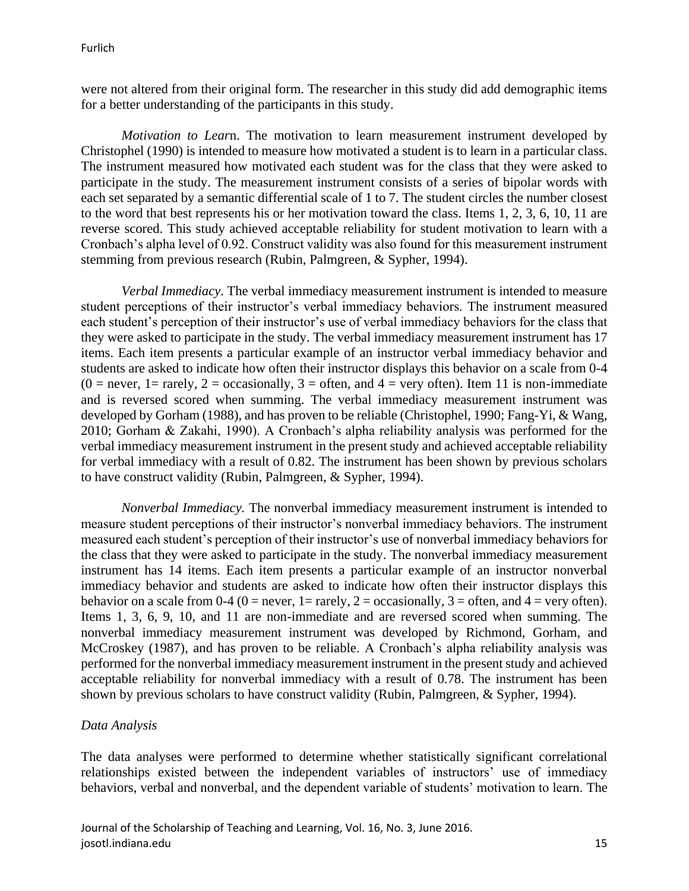were not altered from their original form. The researcher in this study did add demographic items for a better understanding of the participants in this study.

*Motivation to Lear*n. The motivation to learn measurement instrument developed by Christophel (1990) is intended to measure how motivated a student is to learn in a particular class. The instrument measured how motivated each student was for the class that they were asked to participate in the study. The measurement instrument consists of a series of bipolar words with each set separated by a semantic differential scale of 1 to 7. The student circles the number closest to the word that best represents his or her motivation toward the class. Items 1, 2, 3, 6, 10, 11 are reverse scored. This study achieved acceptable reliability for student motivation to learn with a Cronbach's alpha level of 0.92. Construct validity was also found for this measurement instrument stemming from previous research (Rubin, Palmgreen, & Sypher, 1994).

*Verbal Immediacy*. The verbal immediacy measurement instrument is intended to measure student perceptions of their instructor's verbal immediacy behaviors. The instrument measured each student's perception of their instructor's use of verbal immediacy behaviors for the class that they were asked to participate in the study. The verbal immediacy measurement instrument has 17 items. Each item presents a particular example of an instructor verbal immediacy behavior and students are asked to indicate how often their instructor displays this behavior on a scale from 0-4 (0 = never, 1= rarely, 2 = occasionally, 3 = often, and 4 = very often). Item 11 is non-immediate and is reversed scored when summing. The verbal immediacy measurement instrument was developed by Gorham (1988), and has proven to be reliable (Christophel, 1990; Fang-Yi, & Wang, 2010; Gorham & Zakahi, 1990). A Cronbach's alpha reliability analysis was performed for the verbal immediacy measurement instrument in the present study and achieved acceptable reliability for verbal immediacy with a result of 0.82. The instrument has been shown by previous scholars to have construct validity (Rubin, Palmgreen, & Sypher, 1994).

*Nonverbal Immediacy.* The nonverbal immediacy measurement instrument is intended to measure student perceptions of their instructor's nonverbal immediacy behaviors. The instrument measured each student's perception of their instructor's use of nonverbal immediacy behaviors for the class that they were asked to participate in the study. The nonverbal immediacy measurement instrument has 14 items. Each item presents a particular example of an instructor nonverbal immediacy behavior and students are asked to indicate how often their instructor displays this behavior on a scale from 0-4 (0 = never, 1= rarely, 2 = occasionally, 3 = often, and 4 = very often). Items 1, 3, 6, 9, 10, and 11 are non-immediate and are reversed scored when summing. The nonverbal immediacy measurement instrument was developed by Richmond, Gorham, and McCroskey (1987), and has proven to be reliable. A Cronbach's alpha reliability analysis was performed for the nonverbal immediacy measurement instrument in the present study and achieved acceptable reliability for nonverbal immediacy with a result of 0.78. The instrument has been shown by previous scholars to have construct validity (Rubin, Palmgreen, & Sypher, 1994).

*Data Analysis*

The data analyses were performed to determine whether statistically significant correlational relationships existed between the independent variables of instructors' use of immediacy behaviors, verbal and nonverbal, and the dependent variable of students' motivation to learn. The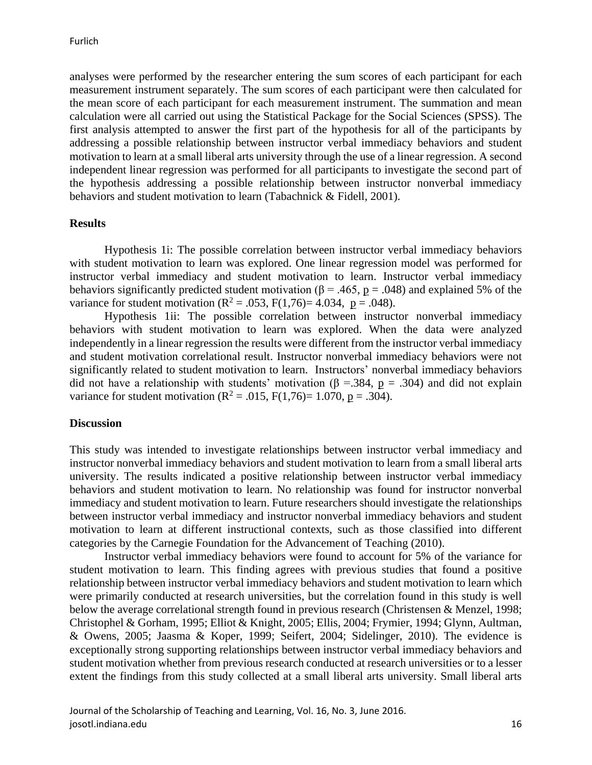analyses were performed by the researcher entering the sum scores of each participant for each measurement instrument separately. The sum scores of each participant were then calculated for the mean score of each participant for each measurement instrument. The summation and mean calculation were all carried out using the Statistical Package for the Social Sciences (SPSS). The first analysis attempted to answer the first part of the hypothesis for all of the participants by addressing a possible relationship between instructor verbal immediacy behaviors and student motivation to learn at a small liberal arts university through the use of a linear regression. A second independent linear regression was performed for all participants to investigate the second part of the hypothesis addressing a possible relationship between instructor nonverbal immediacy behaviors and student motivation to learn (Tabachnick & Fidell, 2001).

## Results

Hypothesis 1i: The possible correlation between instructor verbal immediacy behaviors with student motivation to learn was explored. One linear regression model was performed for instructor verbal immediacy and student motivation to learn. Instructor verbal immediacy behaviors significantly predicted student motivation ($\beta = .465$, $p = .048$) and explained 5% of the variance for student motivation ($R^2 = .053$, $F(1,76) = 4.034$, $p = .048$).

Hypothesis 1ii: The possible correlation between instructor nonverbal immediacy behaviors with student motivation to learn was explored. When the data were analyzed independently in a linear regression the results were different from the instructor verbal immediacy and student motivation correlational result. Instructor nonverbal immediacy behaviors were not significantly related to student motivation to learn. Instructors' nonverbal immediacy behaviors did not have a relationship with students' motivation ($\beta = .384$, $p = .304$) and did not explain variance for student motivation ($R^2 = .015$, $F(1,76) = 1.070$, $p = .304$).

## Discussion

This study was intended to investigate relationships between instructor verbal immediacy and instructor nonverbal immediacy behaviors and student motivation to learn from a small liberal arts university. The results indicated a positive relationship between instructor verbal immediacy behaviors and student motivation to learn. No relationship was found for instructor nonverbal immediacy and student motivation to learn. Future researchers should investigate the relationships between instructor verbal immediacy and instructor nonverbal immediacy behaviors and student motivation to learn at different instructional contexts, such as those classified into different categories by the Carnegie Foundation for the Advancement of Teaching (2010).

Instructor verbal immediacy behaviors were found to account for 5% of the variance for student motivation to learn. This finding agrees with previous studies that found a positive relationship between instructor verbal immediacy behaviors and student motivation to learn which were primarily conducted at research universities, but the correlation found in this study is well below the average correlational strength found in previous research (Christensen & Menzel, 1998; Christophel & Gorham, 1995; Elliot & Knight, 2005; Ellis, 2004; Frymier, 1994; Glynn, Aultman, & Owens, 2005; Jaasma & Koper, 1999; Seifert, 2004; Sidelinger, 2010). The evidence is exceptionally strong supporting relationships between instructor verbal immediacy behaviors and student motivation whether from previous research conducted at research universities or to a lesser extent the findings from this study collected at a small liberal arts university. Small liberal arts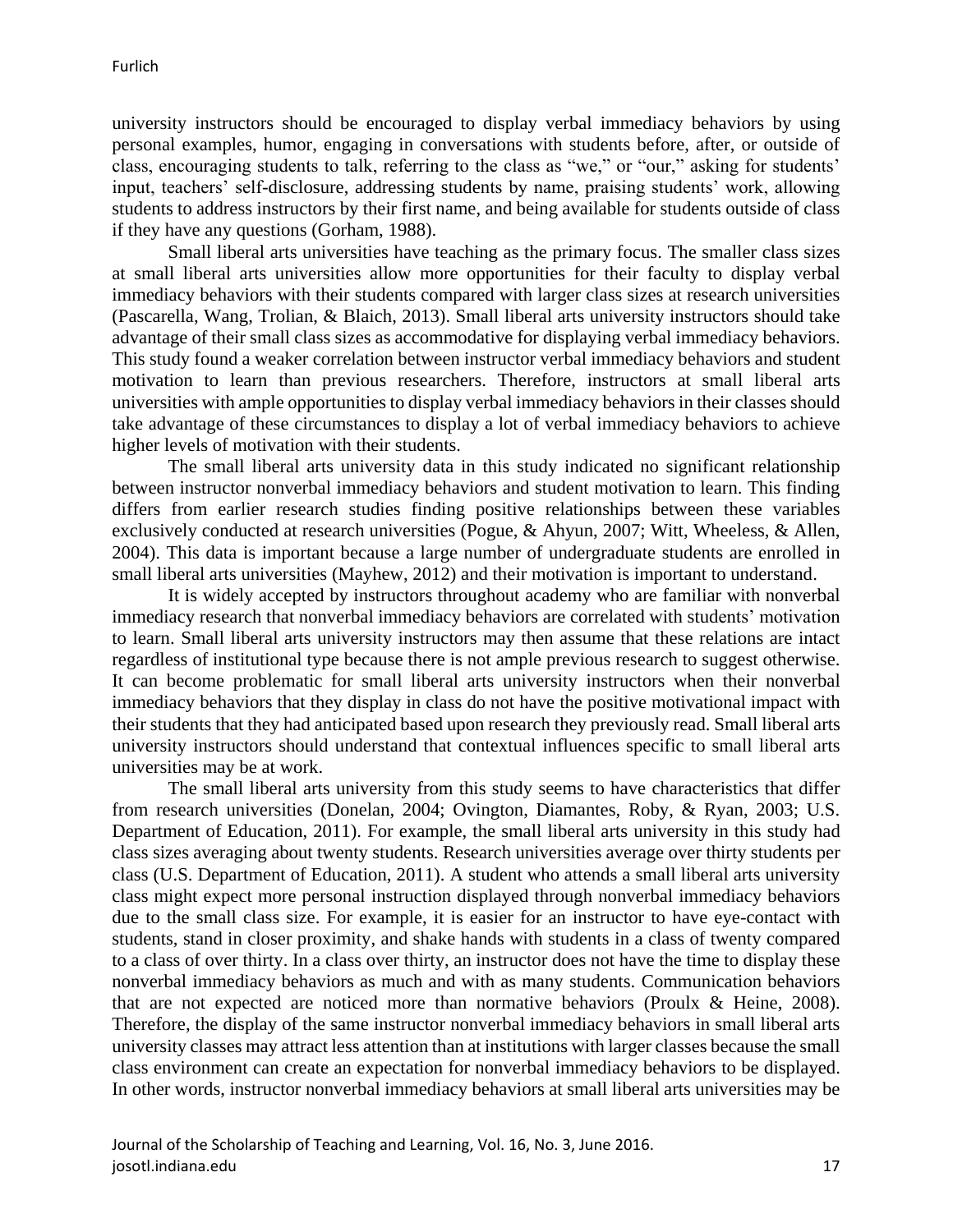university instructors should be encouraged to display verbal immediacy behaviors by using personal examples, humor, engaging in conversations with students before, after, or outside of class, encouraging students to talk, referring to the class as "we," or "our," asking for students' input, teachers' self-disclosure, addressing students by name, praising students' work, allowing students to address instructors by their first name, and being available for students outside of class if they have any questions (Gorham, 1988).

Small liberal arts universities have teaching as the primary focus. The smaller class sizes at small liberal arts universities allow more opportunities for their faculty to display verbal immediacy behaviors with their students compared with larger class sizes at research universities (Pascarella, Wang, Trolian, & Blaich, 2013). Small liberal arts university instructors should take advantage of their small class sizes as accommodative for displaying verbal immediacy behaviors. This study found a weaker correlation between instructor verbal immediacy behaviors and student motivation to learn than previous researchers. Therefore, instructors at small liberal arts universities with ample opportunities to display verbal immediacy behaviors in their classes should take advantage of these circumstances to display a lot of verbal immediacy behaviors to achieve higher levels of motivation with their students.

The small liberal arts university data in this study indicated no significant relationship between instructor nonverbal immediacy behaviors and student motivation to learn. This finding differs from earlier research studies finding positive relationships between these variables exclusively conducted at research universities (Pogue, & Ahyun, 2007; Witt, Wheeless, & Allen, 2004). This data is important because a large number of undergraduate students are enrolled in small liberal arts universities (Mayhew, 2012) and their motivation is important to understand.

It is widely accepted by instructors throughout academy who are familiar with nonverbal immediacy research that nonverbal immediacy behaviors are correlated with students' motivation to learn. Small liberal arts university instructors may then assume that these relations are intact regardless of institutional type because there is not ample previous research to suggest otherwise. It can become problematic for small liberal arts university instructors when their nonverbal immediacy behaviors that they display in class do not have the positive motivational impact with their students that they had anticipated based upon research they previously read. Small liberal arts university instructors should understand that contextual influences specific to small liberal arts universities may be at work.

The small liberal arts university from this study seems to have characteristics that differ from research universities (Donelan, 2004; Ovington, Diamantes, Roby, & Ryan, 2003; U.S. Department of Education, 2011). For example, the small liberal arts university in this study had class sizes averaging about twenty students. Research universities average over thirty students per class (U.S. Department of Education, 2011). A student who attends a small liberal arts university class might expect more personal instruction displayed through nonverbal immediacy behaviors due to the small class size. For example, it is easier for an instructor to have eye-contact with students, stand in closer proximity, and shake hands with students in a class of twenty compared to a class of over thirty. In a class over thirty, an instructor does not have the time to display these nonverbal immediacy behaviors as much and with as many students. Communication behaviors that are not expected are noticed more than normative behaviors (Proulx & Heine, 2008). Therefore, the display of the same instructor nonverbal immediacy behaviors in small liberal arts university classes may attract less attention than at institutions with larger classes because the small class environment can create an expectation for nonverbal immediacy behaviors to be displayed. In other words, instructor nonverbal immediacy behaviors at small liberal arts universities may be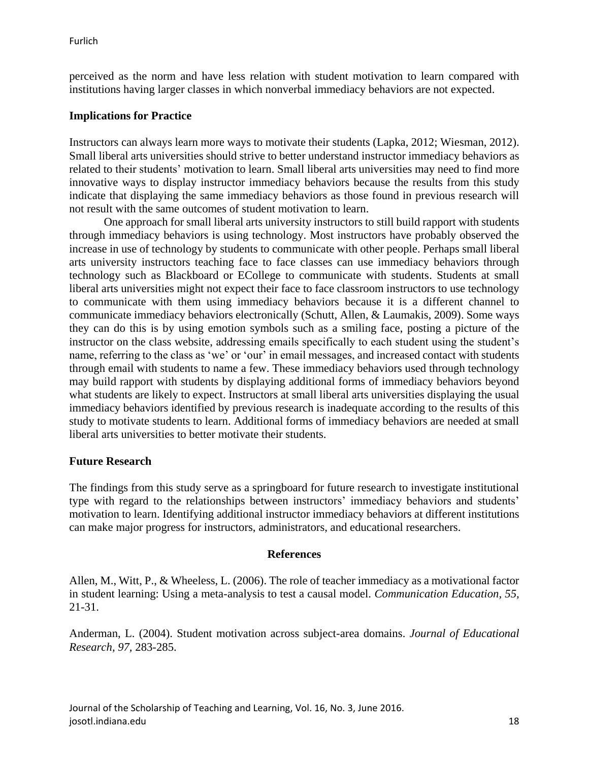perceived as the norm and have less relation with student motivation to learn compared with institutions having larger classes in which nonverbal immediacy behaviors are not expected.

## Implications for Practice

Instructors can always learn more ways to motivate their students (Lapka, 2012; Wiesman, 2012). Small liberal arts universities should strive to better understand instructor immediacy behaviors as related to their students' motivation to learn. Small liberal arts universities may need to find more innovative ways to display instructor immediacy behaviors because the results from this study indicate that displaying the same immediacy behaviors as those found in previous research will not result with the same outcomes of student motivation to learn.

One approach for small liberal arts university instructors to still build rapport with students through immediacy behaviors is using technology. Most instructors have probably observed the increase in use of technology by students to communicate with other people. Perhaps small liberal arts university instructors teaching face to face classes can use immediacy behaviors through technology such as Blackboard or ECollege to communicate with students. Students at small liberal arts universities might not expect their face to face classroom instructors to use technology to communicate with them using immediacy behaviors because it is a different channel to communicate immediacy behaviors electronically (Schutt, Allen, & Laumakis, 2009). Some ways they can do this is by using emotion symbols such as a smiling face, posting a picture of the instructor on the class website, addressing emails specifically to each student using the student's name, referring to the class as 'we' or 'our' in email messages, and increased contact with students through email with students to name a few. These immediacy behaviors used through technology may build rapport with students by displaying additional forms of immediacy behaviors beyond what students are likely to expect. Instructors at small liberal arts universities displaying the usual immediacy behaviors identified by previous research is inadequate according to the results of this study to motivate students to learn. Additional forms of immediacy behaviors are needed at small liberal arts universities to better motivate their students.

## Future Research

The findings from this study serve as a springboard for future research to investigate institutional type with regard to the relationships between instructors' immediacy behaviors and students' motivation to learn. Identifying additional instructor immediacy behaviors at different institutions can make major progress for instructors, administrators, and educational researchers.

## References

Allen, M., Witt, P., & Wheeless, L. (2006). The role of teacher immediacy as a motivational factor in student learning: Using a meta-analysis to test a causal model. *Communication Education, 55*, 21-31.

Anderman, L. (2004). Student motivation across subject-area domains. *Journal of Educational Research, 97*, 283-285.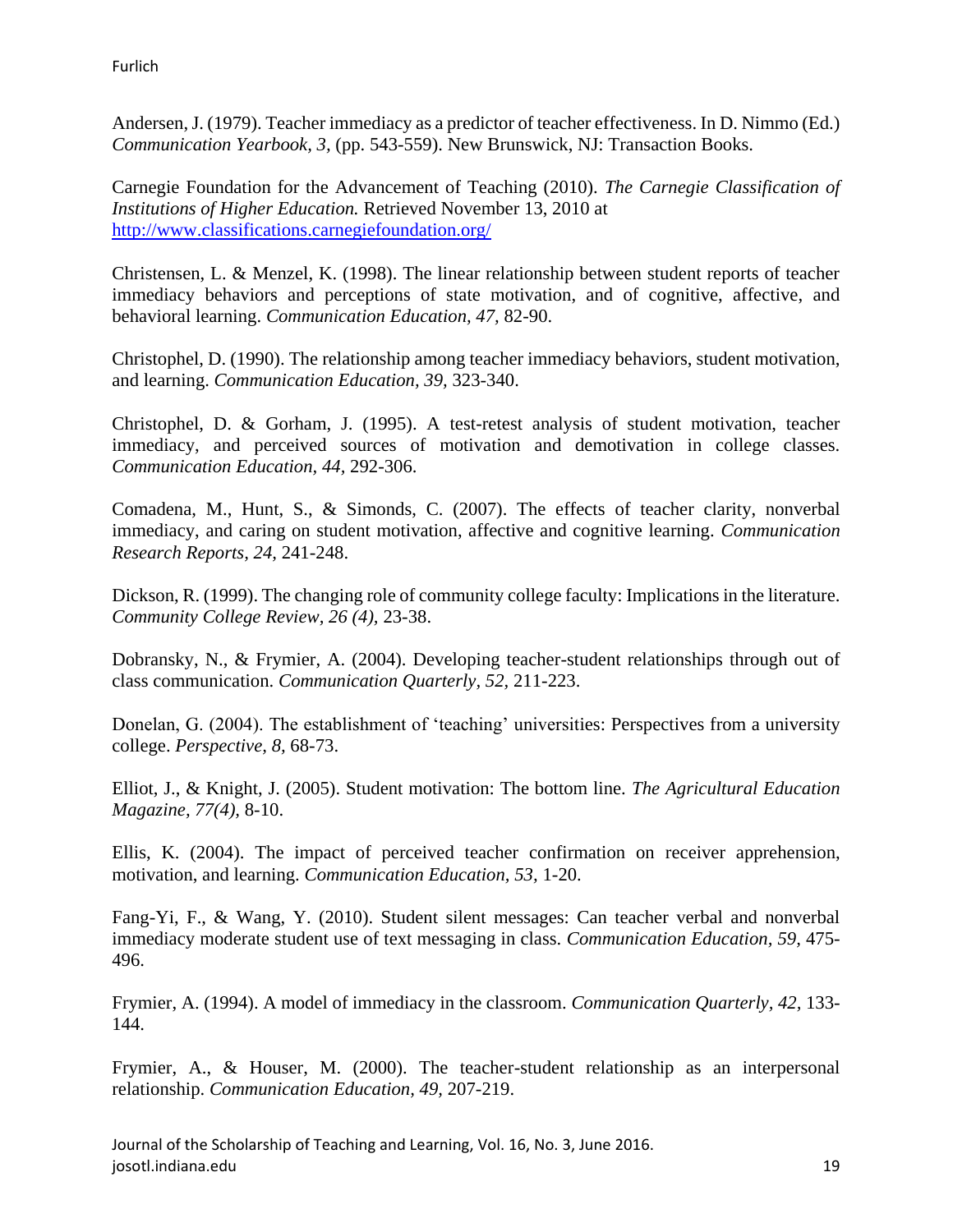Andersen, J. (1979). Teacher immediacy as a predictor of teacher effectiveness. In D. Nimmo (Ed.) *Communication Yearbook, 3,* (pp. 543-559). New Brunswick, NJ: Transaction Books.

Carnegie Foundation for the Advancement of Teaching (2010). *The Carnegie Classification of Institutions of Higher Education.* Retrieved November 13, 2010 at http://www.classifications.carnegiefoundation.org/

Christensen, L. & Menzel, K. (1998). The linear relationship between student reports of teacher immediacy behaviors and perceptions of state motivation, and of cognitive, affective, and behavioral learning. *Communication Education, 47,* 82-90.

Christophel, D. (1990). The relationship among teacher immediacy behaviors, student motivation, and learning. *Communication Education, 39,* 323-340.

Christophel, D. & Gorham, J. (1995). A test-retest analysis of student motivation, teacher immediacy, and perceived sources of motivation and demotivation in college classes. *Communication Education, 44,* 292-306.

Comadena, M., Hunt, S., & Simonds, C. (2007). The effects of teacher clarity, nonverbal immediacy, and caring on student motivation, affective and cognitive learning. *Communication Research Reports, 24,* 241-248.

Dickson, R. (1999). The changing role of community college faculty: Implications in the literature. *Community College Review, 26 (4),* 23-38.

Dobransky, N., & Frymier, A. (2004). Developing teacher-student relationships through out of class communication. *Communication Quarterly, 52,* 211-223.

Donelan, G. (2004). The establishment of 'teaching' universities: Perspectives from a university college. *Perspective, 8,* 68-73.

Elliot, J., & Knight, J. (2005). Student motivation: The bottom line. *The Agricultural Education Magazine, 77(4),* 8-10.

Ellis, K. (2004). The impact of perceived teacher confirmation on receiver apprehension, motivation, and learning. *Communication Education, 53,* 1-20.

Fang-Yi, F., & Wang, Y. (2010). Student silent messages: Can teacher verbal and nonverbal immediacy moderate student use of text messaging in class. *Communication Education, 59,* 475-496.

Frymier, A. (1994). A model of immediacy in the classroom. *Communication Quarterly, 42,* 133-144.

Frymier, A., & Houser, M. (2000). The teacher-student relationship as an interpersonal relationship. *Communication Education, 49,* 207-219.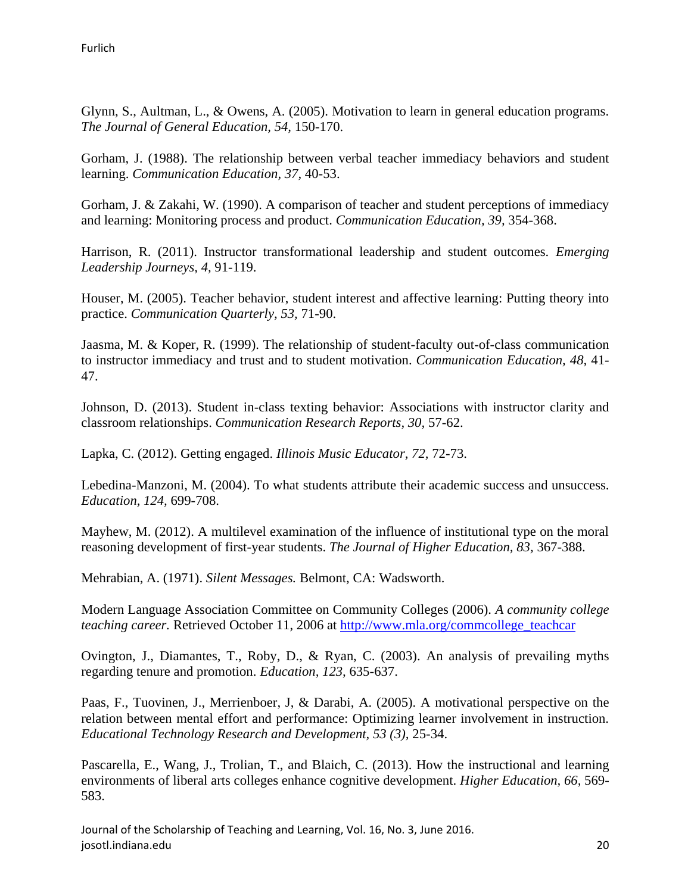Glynn, S., Aultman, L., & Owens, A. (2005). Motivation to learn in general education programs. *The Journal of General Education, 54*, 150-170.

Gorham, J. (1988). The relationship between verbal teacher immediacy behaviors and student learning. *Communication Education, 37*, 40-53.

Gorham, J. & Zakahi, W. (1990). A comparison of teacher and student perceptions of immediacy and learning: Monitoring process and product. *Communication Education, 39*, 354-368.

Harrison, R. (2011). Instructor transformational leadership and student outcomes. *Emerging Leadership Journeys, 4*, 91-119.

Houser, M. (2005). Teacher behavior, student interest and affective learning: Putting theory into practice. *Communication Quarterly, 53*, 71-90.

Jaasma, M. & Koper, R. (1999). The relationship of student-faculty out-of-class communication to instructor immediacy and trust and to student motivation. *Communication Education, 48*, 41-47.

Johnson, D. (2013). Student in-class texting behavior: Associations with instructor clarity and classroom relationships. *Communication Research Reports, 30*, 57-62.

Lapka, C. (2012). Getting engaged. *Illinois Music Educator, 72*, 72-73.

Lebedina-Manzoni, M. (2004). To what students attribute their academic success and unsuccess. *Education, 124*, 699-708.

Mayhew, M. (2012). A multilevel examination of the influence of institutional type on the moral reasoning development of first-year students. *The Journal of Higher Education, 83*, 367-388.

Mehrabian, A. (1971). *Silent Messages.* Belmont, CA: Wadsworth.

Modern Language Association Committee on Community Colleges (2006). *A community college teaching career.* Retrieved October 11, 2006 at http://www.mla.org/commcollege_teachcar

Ovington, J., Diamantes, T., Roby, D., & Ryan, C. (2003). An analysis of prevailing myths regarding tenure and promotion. *Education, 123*, 635-637.

Paas, F., Tuovinen, J., Merrienboer, J, & Darabi, A. (2005). A motivational perspective on the relation between mental effort and performance: Optimizing learner involvement in instruction. *Educational Technology Research and Development, 53 (3)*, 25-34.

Pascarella, E., Wang, J., Trolian, T., and Blaich, C. (2013). How the instructional and learning environments of liberal arts colleges enhance cognitive development. *Higher Education, 66*, 569-583.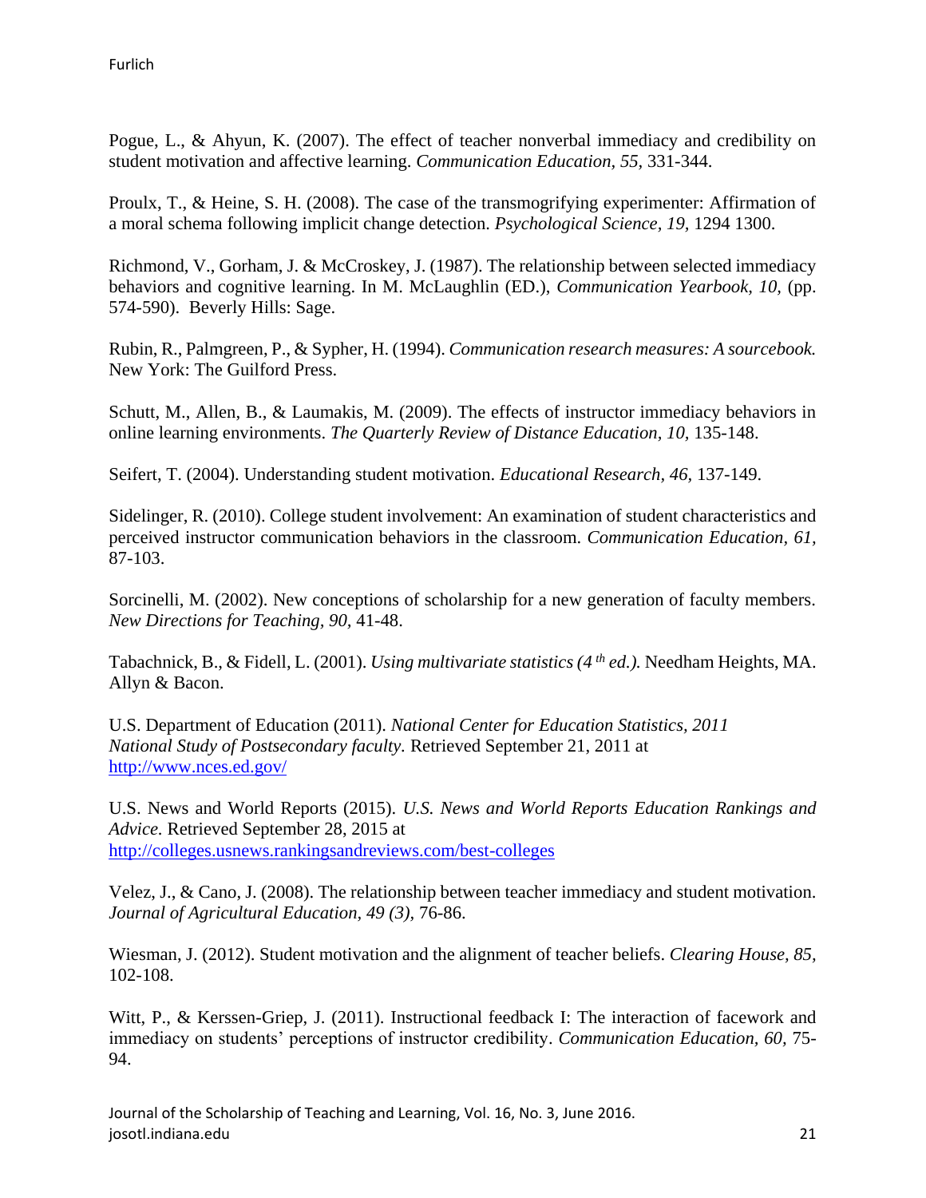Pogue, L., & Ahyun, K. (2007). The effect of teacher nonverbal immediacy and credibility on student motivation and affective learning. *Communication Education, 55,* 331-344.

Proulx, T., & Heine, S. H. (2008). The case of the transmogrifying experimenter: Affirmation of a moral schema following implicit change detection. *Psychological Science, 19,* 1294 1300.

Richmond, V., Gorham, J. & McCroskey, J. (1987). The relationship between selected immediacy behaviors and cognitive learning. In M. McLaughlin (ED.), *Communication Yearbook, 10,* (pp. 574-590). Beverly Hills: Sage.

Rubin, R., Palmgreen, P., & Sypher, H. (1994). *Communication research measures: A sourcebook.* New York: The Guilford Press.

Schutt, M., Allen, B., & Laumakis, M. (2009). The effects of instructor immediacy behaviors in online learning environments. *The Quarterly Review of Distance Education, 10,* 135-148.

Seifert, T. (2004). Understanding student motivation. *Educational Research, 46,* 137-149.

Sidelinger, R. (2010). College student involvement: An examination of student characteristics and perceived instructor communication behaviors in the classroom. *Communication Education, 61,* 87-103.

Sorcinelli, M. (2002). New conceptions of scholarship for a new generation of faculty members. *New Directions for Teaching, 90,* 41-48.

Tabachnick, B., & Fidell, L. (2001). *Using multivariate statistics (4th ed.).* Needham Heights, MA. Allyn & Bacon.

U.S. Department of Education (2011). *National Center for Education Statistics, 2011 National Study of Postsecondary faculty.* Retrieved September 21, 2011 at http://www.nces.ed.gov/

U.S. News and World Reports (2015). *U.S. News and World Reports Education Rankings and Advice.* Retrieved September 28, 2015 at http://colleges.usnews.rankingsandreviews.com/best-colleges

Velez, J., & Cano, J. (2008). The relationship between teacher immediacy and student motivation. *Journal of Agricultural Education, 49 (3),* 76-86.

Wiesman, J. (2012). Student motivation and the alignment of teacher beliefs. *Clearing House, 85,* 102-108.

Witt, P., & Kerssen-Griep, J. (2011). Instructional feedback I: The interaction of facework and immediacy on students' perceptions of instructor credibility. *Communication Education, 60,* 75-94.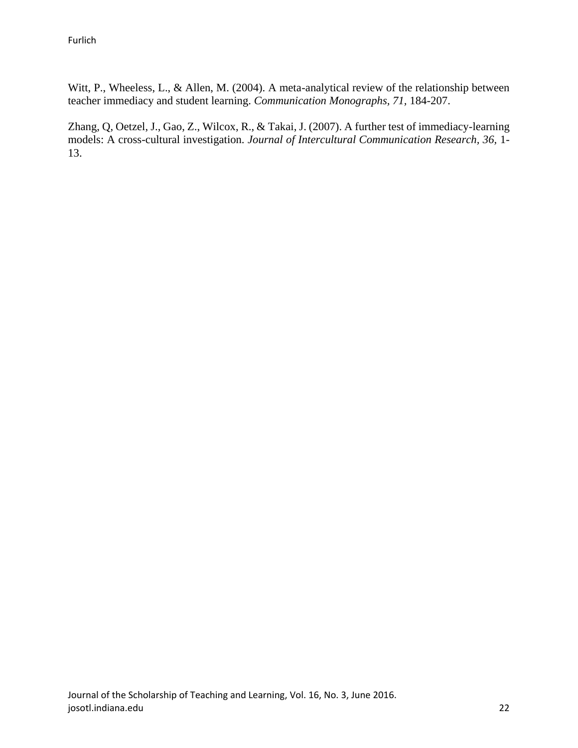Witt, P., Wheeless, L., & Allen, M. (2004). A meta-analytical review of the relationship between teacher immediacy and student learning. *Communication Monographs*, *71*, 184-207.

Zhang, Q, Oetzel, J., Gao, Z., Wilcox, R., & Takai, J. (2007). A further test of immediacy-learning models: A cross-cultural investigation. *Journal of Intercultural Communication Research*, *36*, 1-13.